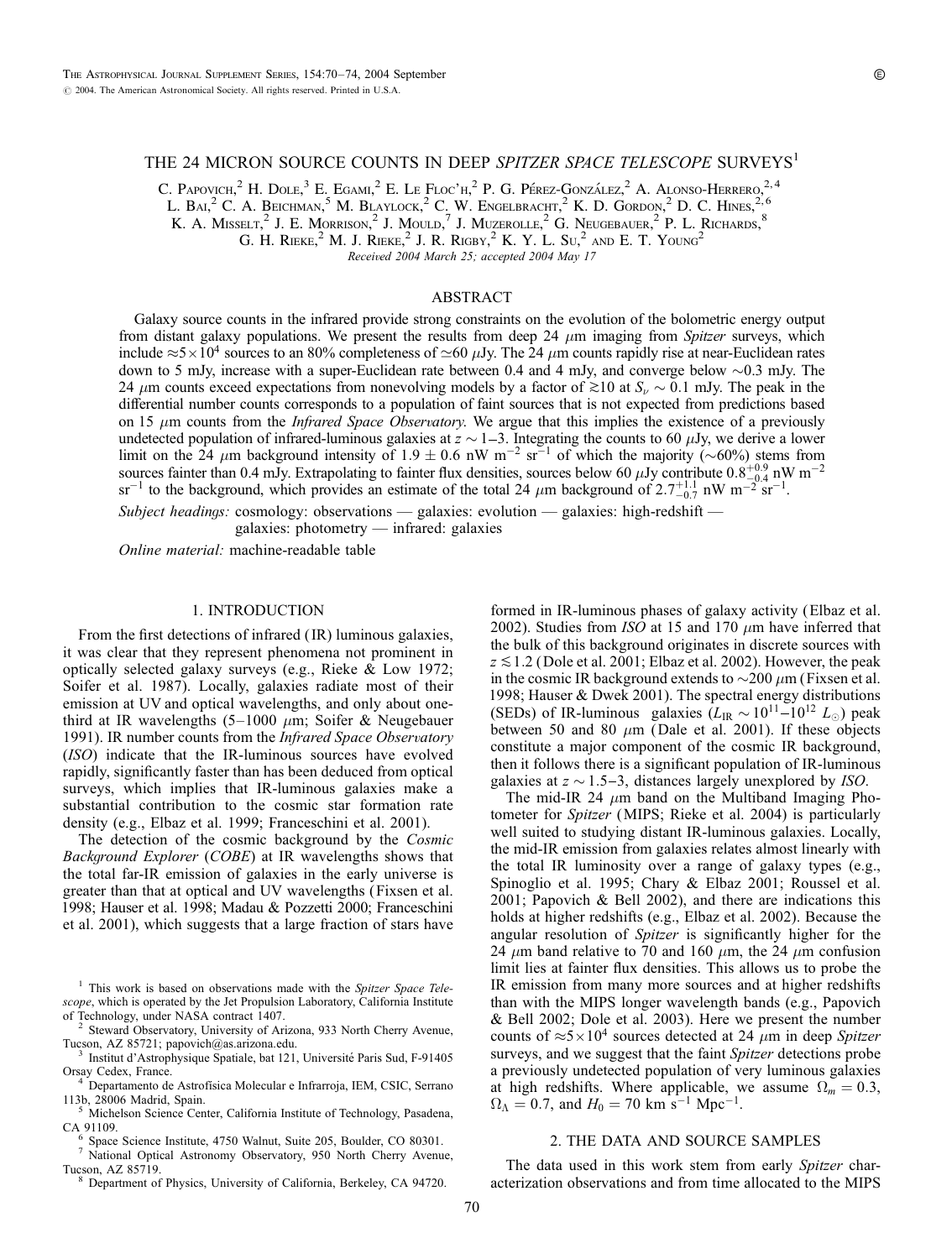# THE 24 MICRON SOURCE COUNTS IN DEEP *SPITZER SPACE TELESCOPE* SURVEYS[1]

C. Papovich,[2] H. Dole,[3] E. Egami,[2] E. Le Floc'h,[2] P. G. Pérez-González,[2] A. Alonso-Herrero,[2,4] L. Bai,[2] C. A. Beichman,[5] M. Blaylock,[2] C. W. Engelbracht,[2] K. D. Gordon,[2] D. C. Hines,[2,6] K. A. Misselt,[2] J. E. Morrison,[2] J. Mould,[7] J. Muzerolle,[2] G. Neugebauer,[2] P. L. Richards,[8] G. H. Rieke,[2] M. J. Rieke,[2] J. R. Rigby,[2] K. Y. L. Su,[2] and E. T. Young[2]

*Received 2004 March 25; accepted 2004 May 17*

## ABSTRACT

Galaxy source counts in the infrared provide strong constraints on the evolution of the bolometric energy output from distant galaxy populations. We present the results from deep 24 $\mu$m imaging from *Spitzer* surveys, which include $\approx 5 \times 10^4$ sources to an 80% completeness of $\simeq 60$ $\mu$Jy. The 24 $\mu$m counts rapidly rise at near-Euclidean rates down to 5 mJy, increase with a super-Euclidean rate between 0.4 and 4 mJy, and converge below $\sim 0.3$ mJy. The 24 $\mu$m counts exceed expectations from nonevolving models by a factor of $\gtrsim 10$ at $S_\nu \sim 0.1$ mJy. The peak in the differential number counts corresponds to a population of faint sources that is not expected from predictions based on 15 $\mu$m counts from the *Infrared Space Observatory*. We argue that this implies the existence of a previously undetected population of infrared-luminous galaxies at $z \sim 1$–3. Integrating the counts to 60 $\mu$Jy, we derive a lower limit on the 24 $\mu$m background intensity of $1.9 \pm 0.6$ nW m$^{-2}$ sr$^{-1}$ of which the majority ($\sim 60\%$) stems from sources fainter than 0.4 mJy. Extrapolating to fainter flux densities, sources below 60 $\mu$Jy contribute $0.8^{+0.9}_{-0.4}$ nW m$^{-2}$ sr$^{-1}$ to the background, which provides an estimate of the total 24 $\mu$m background of $2.7^{+1.1}_{-0.7}$ nW m$^{-2}$ sr$^{-1}$.

*Subject headings:* cosmology: observations — galaxies: evolution — galaxies: high-redshift — galaxies: photometry — infrared: galaxies

*Online material:* machine-readable table

## 1. INTRODUCTION

From the first detections of infrared (IR) luminous galaxies, it was clear that they represent phenomena not prominent in optically selected galaxy surveys (e.g., Rieke & Low 1972; Soifer et al. 1987). Locally, galaxies radiate most of their emission at UV and optical wavelengths, and only about one-third at IR wavelengths (5–1000 $\mu$m; Soifer & Neugebauer 1991). IR number counts from the *Infrared Space Observatory* (*ISO*) indicate that the IR-luminous sources have evolved rapidly, significantly faster than has been deduced from optical surveys, which implies that IR-luminous galaxies make a substantial contribution to the cosmic star formation rate density (e.g., Elbaz et al. 1999; Franceschini et al. 2001).

The detection of the cosmic background by the *Cosmic Background Explorer* (*COBE*) at IR wavelengths shows that the total far-IR emission of galaxies in the early universe is greater than that at optical and UV wavelengths (Fixsen et al. 1998; Hauser et al. 1998; Madau & Pozzetti 2000; Franceschini et al. 2001), which suggests that a large fraction of stars have formed in IR-luminous phases of galaxy activity (Elbaz et al. 2002). Studies from *ISO* at 15 and 170 $\mu$m have inferred that the bulk of this background originates in discrete sources with $z \lesssim 1.2$ (Dole et al. 2001; Elbaz et al. 2002). However, the peak in the cosmic IR background extends to $\sim 200$ $\mu$m (Fixsen et al. 1998; Hauser & Dwek 2001). The spectral energy distributions (SEDs) of IR-luminous galaxies ($L_{\rm IR} \sim 10^{11}$–$10^{12}$ $L_\odot$) peak between 50 and 80 $\mu$m (Dale et al. 2001). If these objects constitute a major component of the cosmic IR background, then it follows there is a significant population of IR-luminous galaxies at $z \sim 1.5$–3, distances largely unexplored by *ISO*.

The mid-IR 24 $\mu$m band on the Multiband Imaging Photometer for *Spitzer* (MIPS; Rieke et al. 2004) is particularly well suited to studying distant IR-luminous galaxies. Locally, the mid-IR emission from galaxies relates almost linearly with the total IR luminosity over a range of galaxy types (e.g., Spinoglio et al. 1995; Chary & Elbaz 2001; Roussel et al. 2001; Papovich & Bell 2002), and there are indications this holds at higher redshifts (e.g., Elbaz et al. 2002). Because the angular resolution of *Spitzer* is significantly higher for the 24 $\mu$m band relative to 70 and 160 $\mu$m, the 24 $\mu$m confusion limit lies at fainter flux densities. This allows us to probe the IR emission from many more sources and at higher redshifts than with the MIPS longer wavelength bands (e.g., Papovich & Bell 2002; Dole et al. 2003). Here we present the number counts of $\approx 5 \times 10^4$ sources detected at 24 $\mu$m in deep *Spitzer* surveys, and we suggest that the faint *Spitzer* detections probe a previously undetected population of very luminous galaxies at high redshifts. Where applicable, we assume $\Omega_m = 0.3$, $\Omega_\Lambda = 0.7$, and $H_0 = 70$ km s$^{-1}$ Mpc$^{-1}$.

## 2. THE DATA AND SOURCE SAMPLES

The data used in this work stem from early *Spitzer* characterization observations and from time allocated to the MIPS

---

[1] This work is based on observations made with the *Spitzer Space Telescope*, which is operated by the Jet Propulsion Laboratory, California Institute of Technology, under NASA contract 1407.

[2] Steward Observatory, University of Arizona, 933 North Cherry Avenue, Tucson, AZ 85721; papovich@as.arizona.edu.

[3] Institut d'Astrophysique Spatiale, bat 121, Université Paris Sud, F-91405 Orsay Cedex, France.

[4] Departamento de Astrofísica Molecular e Infrarroja, IEM, CSIC, Serrano 113b, 28006 Madrid, Spain.

[5] Michelson Science Center, California Institute of Technology, Pasadena, CA 91109.

[6] Space Science Institute, 4750 Walnut, Suite 205, Boulder, CO 80301.

[7] National Optical Astronomy Observatory, 950 North Cherry Avenue, Tucson, AZ 85719.

[8] Department of Physics, University of California, Berkeley, CA 94720.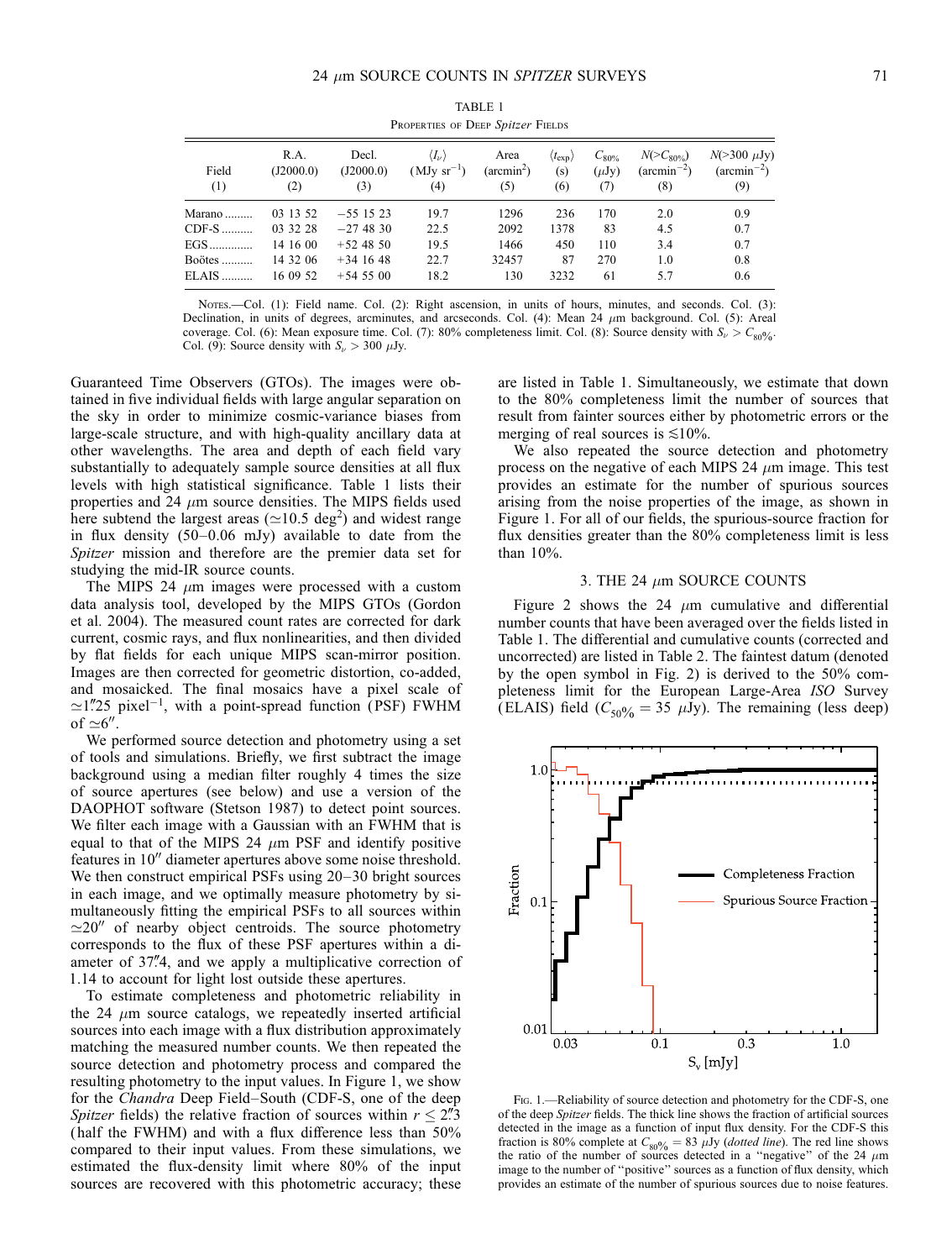TABLE 1
Properties of Deep *Spitzer* Fields

| Field (1) | R.A. (J2000.0) (2) | Decl. (J2000.0) (3) | $\langle I_\nu \rangle$ (MJy sr$^{-1}$) (4) | Area (arcmin$^2$) (5) | $\langle t_{\rm exp} \rangle$ (s) (6) | $C_{80\%}$ ($\mu$Jy) (7) | $N(>C_{80\%})$ (arcmin$^{-2}$) (8) | $N(>300\ \mu$Jy) (arcmin$^{-2}$) (9) |
|---|---|---|---|---|---|---|---|---|
| Marano | 03 13 52 | −55 15 23 | 19.7 | 1296 | 236 | 170 | 2.0 | 0.9 |
| CDF-S | 03 32 28 | −27 48 30 | 22.5 | 2092 | 1378 | 83 | 4.5 | 0.7 |
| EGS | 14 16 00 | +52 48 50 | 19.5 | 1466 | 450 | 110 | 3.4 | 0.7 |
| Boötes | 14 32 06 | +34 16 48 | 22.7 | 32457 | 87 | 270 | 1.0 | 0.8 |
| ELAIS | 16 09 52 | +54 55 00 | 18.2 | 130 | 3232 | 61 | 5.7 | 0.6 |

Notes.—Col. (1): Field name. Col. (2): Right ascension, in units of hours, minutes, and seconds. Col. (3): Declination, in units of degrees, arcminutes, and arcseconds. Col. (4): Mean 24 $\mu$m background. Col. (5): Areal coverage. Col. (6): Mean exposure time. Col. (7): 80% completeness limit. Col. (8): Source density with $S_\nu > C_{80\%}$. Col. (9): Source density with $S_\nu > 300\ \mu$Jy.

Guaranteed Time Observers (GTOs). The images were obtained in five individual fields with large angular separation on the sky in order to minimize cosmic-variance biases from large-scale structure, and with high-quality ancillary data at other wavelengths. The area and depth of each field vary substantially to adequately sample source densities at all flux levels with high statistical significance. Table 1 lists their properties and 24 $\mu$m source densities. The MIPS fields used here subtend the largest areas ($\simeq$10.5 deg$^2$) and widest range in flux density (50–0.06 mJy) available to date from the *Spitzer* mission and therefore are the premier data set for studying the mid-IR source counts.

The MIPS 24 $\mu$m images were processed with a custom data analysis tool, developed by the MIPS GTOs (Gordon et al. 2004). The measured count rates are corrected for dark current, cosmic rays, and flux nonlinearities, and then divided by flat fields for each unique MIPS scan-mirror position. Images are then corrected for geometric distortion, co-added, and mosaicked. The final mosaics have a pixel scale of $\simeq$1.25″ pixel$^{-1}$, with a point-spread function (PSF) FWHM of $\simeq$6″.

We performed source detection and photometry using a set of tools and simulations. Briefly, we first subtract the image background using a median filter roughly 4 times the size of source apertures (see below) and use a version of the DAOPHOT software (Stetson 1987) to detect point sources. We filter each image with a Gaussian with an FWHM that is equal to that of the MIPS 24 $\mu$m PSF and identify positive features in 10″ diameter apertures above some noise threshold. We then construct empirical PSFs using 20–30 bright sources in each image, and we optimally measure photometry by simultaneously fitting the empirical PSFs to all sources within $\simeq$20″ of nearby object centroids. The source photometry corresponds to the flux of these PSF apertures within a diameter of 37.4″, and we apply a multiplicative correction of 1.14 to account for light lost outside these apertures.

To estimate completeness and photometric reliability in the 24 $\mu$m source catalogs, we repeatedly inserted artificial sources into each image with a flux distribution approximately matching the measured number counts. We then repeated the source detection and photometry process and compared the resulting photometry to the input values. In Figure 1, we show for the *Chandra* Deep Field–South (CDF-S, one of the deep *Spitzer* fields) the relative fraction of sources within $r \leq 2.3''$ (half the FWHM) and with a flux difference less than 50% compared to their input values. From these simulations, we estimated the flux-density limit where 80% of the input sources are recovered with this photometric accuracy; these are listed in Table 1. Simultaneously, we estimate that down to the 80% completeness limit the number of sources that result from fainter sources either by photometric errors or the merging of real sources is $\lesssim$10%.

We also repeated the source detection and photometry process on the negative of each MIPS 24 $\mu$m image. This test provides an estimate for the number of spurious sources arising from the noise properties of the image, as shown in Figure 1. For all of our fields, the spurious-source fraction for flux densities greater than the 80% completeness limit is less than 10%.

## 3. THE 24 $\mu$m SOURCE COUNTS

Figure 2 shows the 24 $\mu$m cumulative and differential number counts that have been averaged over the fields listed in Table 1. The differential and cumulative counts (corrected and uncorrected) are listed in Table 2. The faintest datum (denoted by the open symbol in Fig. 2) is derived to the 50% completeness limit for the European Large-Area *ISO* Survey (ELAIS) field ($C_{50\%} = 35\ \mu$Jy). The remaining (less deep)

Fig. 1.—Reliability of source detection and photometry for the CDF-S, one of the deep *Spitzer* fields. The thick line shows the fraction of artificial sources detected in the image as a function of input flux density. For the CDF-S this fraction is 80% complete at $C_{80\%} = 83\ \mu$Jy (*dotted line*). The red line shows the ratio of the number of sources detected in a "negative" of the 24 $\mu$m image to the number of "positive" sources as a function of flux density, which provides an estimate of the number of spurious sources due to noise features.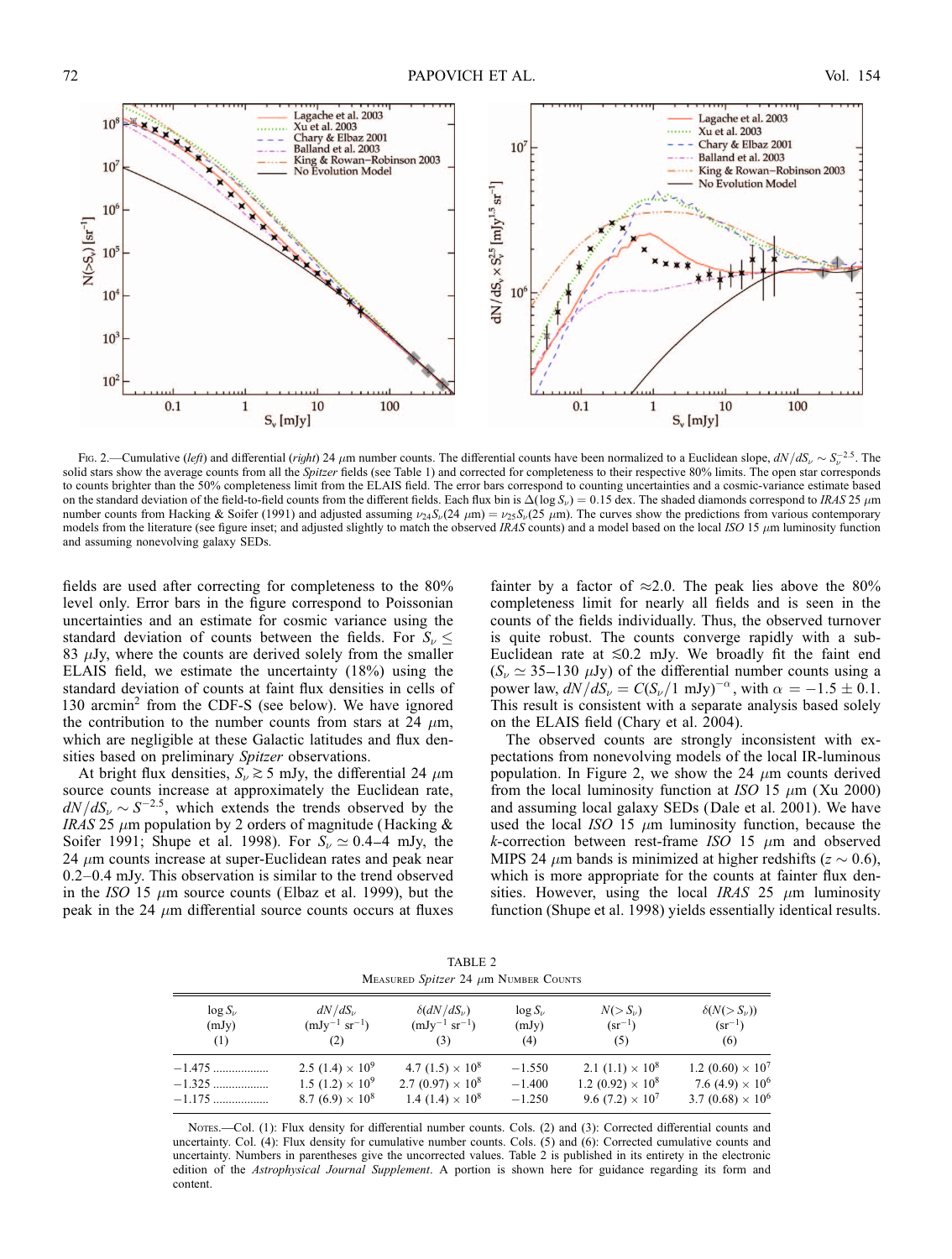Fig. 2.—Cumulative (*left*) and differential (*right*) 24 $\mu$m number counts. The differential counts have been normalized to a Euclidean slope, $dN/dS_\nu \sim S_\nu^{-2.5}$. The solid stars show the average counts from all the *Spitzer* fields (see Table 1) and corrected for completeness to their respective 80% limits. The open star corresponds to counts brighter than the 50% completeness limit from the ELAIS field. The error bars correspond to counting uncertainties and a cosmic-variance estimate based on the standard deviation of the field-to-field counts from the different fields. Each flux bin is $\Delta(\log S_\nu) = 0.15$ dex. The shaded diamonds correspond to *IRAS* 25 $\mu$m number counts from Hacking & Soifer (1991) and adjusted assuming $\nu_{24}S_\nu(24\ \mu\text{m}) = \nu_{25}S_\nu(25\ \mu\text{m})$. The curves show the predictions from various contemporary models from the literature (see figure inset; and adjusted slightly to match the observed *IRAS* counts) and a model based on the local *ISO* 15 $\mu$m luminosity function and assuming nonevolving galaxy SEDs.

fields are used after correcting for completeness to the 80% level only. Error bars in the figure correspond to Poissonian uncertainties and an estimate for cosmic variance using the standard deviation of counts between the fields. For $S_\nu \leq 83\ \mu$Jy, where the counts are derived solely from the smaller ELAIS field, we estimate the uncertainty (18%) using the standard deviation of counts in faint flux densities in cells of 130 arcmin$^2$ from the CDF-S (see below). We have ignored the contribution to the number counts from stars at 24 $\mu$m, which are negligible at these Galactic latitudes and flux densities based on preliminary *Spitzer* observations.

At bright flux densities, $S_\nu \gtrsim 5$ mJy, the differential 24 $\mu$m source counts increase at approximately the Euclidean rate, $dN/dS_\nu \sim S^{-2.5}$, which extends the trends observed by the *IRAS* 25 $\mu$m population by 2 orders of magnitude (Hacking & Soifer 1991; Shupe et al. 1998). For $S_\nu \simeq 0.4$–4 mJy, the 24 $\mu$m counts increase at super-Euclidean rates and peak near 0.2–0.4 mJy. This observation is similar to the trend observed in the *ISO* 15 $\mu$m source counts (Elbaz et al. 1999), but the peak in the 24 $\mu$m differential source counts occurs at fluxes fainter by a factor of $\approx$2.0. The peak lies above the 80% completeness limit for nearly all fields and is seen in the counts of the fields individually. Thus, the observed turnover is quite robust. The counts converge rapidly with a sub-Euclidean rate at $\lesssim$0.2 mJy. We broadly fit the faint end ($S_\nu \simeq 35$–130 $\mu$Jy) of the differential number counts using a power law, $dN/dS_\nu = C(S_\nu/1\ \text{mJy})^{-\alpha}$, with $\alpha = -1.5 \pm 0.1$. This result is consistent with a separate analysis based solely on the ELAIS field (Chary et al. 2004).

The observed counts are strongly inconsistent with expectations from nonevolving models of the local IR-luminous population. In Figure 2, we show the 24 $\mu$m counts derived from the local luminosity function at *ISO* 15 $\mu$m (Xu 2000) and assuming local galaxy SEDs (Dale et al. 2001). We have used the local *ISO* 15 $\mu$m luminosity function, because the $k$-correction between rest-frame *ISO* 15 $\mu$m and observed MIPS 24 $\mu$m bands is minimized at higher redshifts ($z \sim 0.6$), which is more appropriate for the counts at fainter flux densities. However, using the local *IRAS* 25 $\mu$m luminosity function (Shupe et al. 1998) yields essentially identical results.

TABLE 2
Measured *Spitzer* 24 $\mu$m Number Counts

| $\log S_\nu$ (mJy) (1) | $dN/dS_\nu$ (mJy$^{-1}$ sr$^{-1}$) (2) | $\delta(dN/dS_\nu)$ (mJy$^{-1}$ sr$^{-1}$) (3) | $\log S_\nu$ (mJy) (4) | $N(>S_\nu)$ (sr$^{-1}$) (5) | $\delta(N(>S_\nu))$ (sr$^{-1}$) (6) |
|---|---|---|---|---|---|
| −1.475 | $2.5\ (1.4) \times 10^9$ | $4.7\ (1.5) \times 10^8$ | −1.550 | $2.1\ (1.1) \times 10^8$ | $1.2\ (0.60) \times 10^7$ |
| −1.325 | $1.5\ (1.2) \times 10^9$ | $2.7\ (0.97) \times 10^8$ | −1.400 | $1.2\ (0.92) \times 10^8$ | $7.6\ (4.9) \times 10^6$ |
| −1.175 | $8.7\ (6.9) \times 10^8$ | $1.4\ (1.4) \times 10^8$ | −1.250 | $9.6\ (7.2) \times 10^7$ | $3.7\ (0.68) \times 10^6$ |

Notes.—Col. (1): Flux density for differential number counts. Cols. (2) and (3): Corrected differential counts and uncertainty. Col. (4): Flux density for cumulative number counts. Cols. (5) and (6): Corrected cumulative counts and uncertainty. Numbers in parentheses give the uncorrected values. Table 2 is published in its entirety in the electronic edition of the *Astrophysical Journal Supplement*. A portion is shown here for guidance regarding its form and content.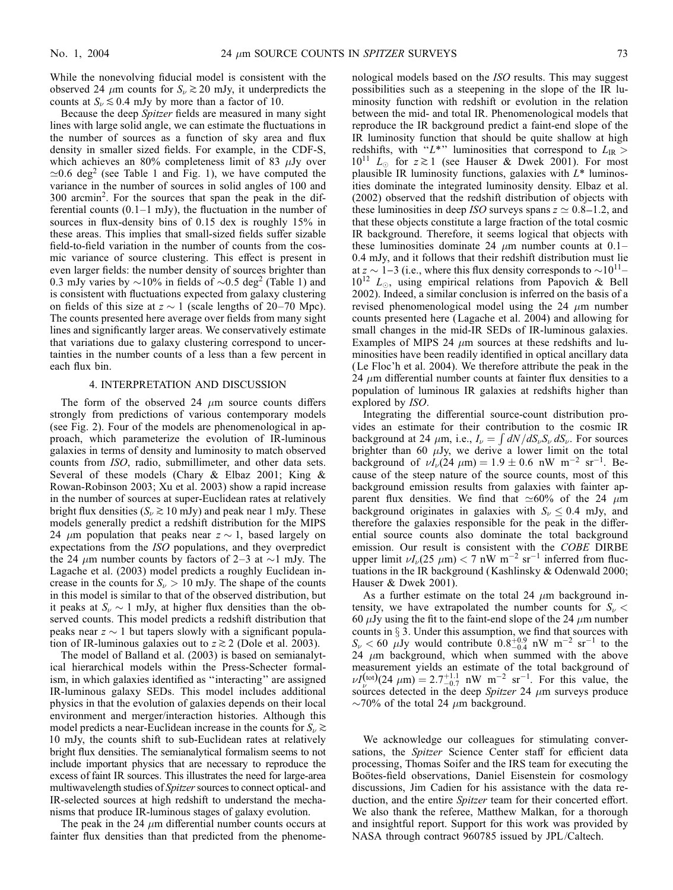While the nonevolving fiducial model is consistent with the observed 24 μm counts for $S_\nu \gtrsim 20$ mJy, it underpredicts the counts at $S_\nu \lesssim 0.4$ mJy by more than a factor of 10.

Because the deep *Spitzer* fields are measured in many sight lines with large solid angle, we can estimate the fluctuations in the number of sources as a function of sky area and flux density in smaller sized fields. For example, in the CDF-S, which achieves an 80% completeness limit of 83 μJy over $\simeq$0.6 deg$^2$ (see Table 1 and Fig. 1), we have computed the variance in the number of sources in solid angles of 100 and 300 arcmin$^2$. For the sources that span the peak in the differential counts (0.1–1 mJy), the fluctuation in the number of sources in flux-density bins of 0.15 dex is roughly 15% in these areas. This implies that small-sized fields suffer sizable field-to-field variation in the number of counts from the cosmic variance of source clustering. This effect is present in even larger fields: the number density of sources brighter than 0.3 mJy varies by ~10% in fields of ~0.5 deg$^2$ (Table 1) and is consistent with fluctuations expected from galaxy clustering on fields of this size at $z \sim 1$ (scale lengths of 20–70 Mpc). The counts presented here average over fields from many sight lines and significantly larger areas. We conservatively estimate that variations due to galaxy clustering correspond to uncertainties in the number counts of a less than a few percent in each flux bin.

## 4. INTERPRETATION AND DISCUSSION

The form of the observed 24 μm source counts differs strongly from predictions of various contemporary models (see Fig. 2). Four of the models are phenomenological in approach, which parameterize the evolution of IR-luminous galaxies in terms of density and luminosity to match observed counts from *ISO*, radio, submillimeter, and other data sets. Several of these models (Chary & Elbaz 2001; King & Rowan-Robinson 2003; Xu et al. 2003) show a rapid increase in the number of sources at super-Euclidean rates at relatively bright flux densities ($S_\nu \gtrsim 10$ mJy) and peak near 1 mJy. These models generally predict a redshift distribution for the MIPS 24 μm population that peaks near $z \sim 1$, based largely on expectations from the *ISO* populations, and they overpredict the 24 μm number counts by factors of 2–3 at ~1 mJy. The Lagache et al. (2003) model predicts a roughly Euclidean increase in the counts for $S_\nu > 10$ mJy. The shape of the counts in this model is similar to that of the observed distribution, but it peaks at $S_\nu \sim 1$ mJy, at higher flux densities than the observed counts. This model predicts a redshift distribution that peaks near $z \sim 1$ but tapers slowly with a significant population of IR-luminous galaxies out to $z \gtrsim 2$ (Dole et al. 2003).

The model of Balland et al. (2003) is based on semianalytical hierarchical models within the Press-Schecter formalism, in which galaxies identified as "interacting" are assigned IR-luminous galaxy SEDs. This model includes additional physics in that the evolution of galaxies depends on their local environment and merger/interaction histories. Although this model predicts a near-Euclidean increase in the counts for $S_\nu \gtrsim$ 10 mJy, the counts shift to sub-Euclidean rates at relatively bright flux densities. The semianalytical formalism seems to not include important physics that are necessary to reproduce the excess of faint IR sources. This illustrates the need for large-area multiwavelength studies of *Spitzer* sources to connect optical- and IR-selected sources at high redshift to understand the mechanisms that produce IR-luminous stages of galaxy evolution.

The peak in the 24 μm differential number counts occurs at fainter flux densities than that predicted from the phenomenological models based on the *ISO* results. This may suggest possibilities such as a steepening in the slope of the IR luminosity function with redshift or evolution in the relation between the mid- and total IR. Phenomenological models that reproduce the IR background predict a faint-end slope of the IR luminosity function that should be quite shallow at high redshifts, with "$L^*$" luminosities that correspond to $L_{\rm IR} > 10^{11}$ $L_\odot$ for $z \gtrsim 1$ (see Hauser & Dwek 2001). For most plausible IR luminosity functions, galaxies with $L^*$ luminosities dominate the integrated luminosity density. Elbaz et al. (2002) observed that the redshift distribution of objects with these luminosities in deep *ISO* surveys spans $z \simeq 0.8$–1.2, and that these objects constitute a large fraction of the total cosmic IR background. Therefore, it seems logical that objects with these luminosities dominate 24 μm number counts at 0.1–0.4 mJy, and it follows that their redshift distribution must lie at $z \sim 1$–3 (i.e., where this flux density corresponds to $\sim 10^{11}$–$10^{12}$ $L_\odot$, using empirical relations from Papovich & Bell 2002). Indeed, a similar conclusion is inferred on the basis of a revised phenomenological model using the 24 μm number counts presented here (Lagache et al. 2004) and allowing for small changes in the mid-IR SEDs of IR-luminous galaxies. Examples of MIPS 24 μm sources at these redshifts and luminosities have been readily identified in optical ancillary data (Le Floc'h et al. 2004). We therefore attribute the peak in the 24 μm differential number counts at fainter flux densities to a population of luminous IR galaxies at redshifts higher than explored by *ISO*.

Integrating the differential source-count distribution provides an estimate for their contribution to the cosmic IR background at 24 μm, i.e., $I_\nu = \int dN/dS_\nu S_\nu \, dS_\nu$. For sources brighter than 60 μJy, we derive a lower limit on the total background of $\nu I_\nu(24\ \mu{\rm m}) = 1.9 \pm 0.6$ nW m$^{-2}$ sr$^{-1}$. Because of the steep nature of the source counts, most of this background emission results from galaxies with fainter apparent flux densities. We find that $\simeq$60% of the 24 μm background originates in galaxies with $S_\nu \leq 0.4$ mJy, and therefore the galaxies responsible for the peak in the differential source counts also dominate the total background emission. Our result is consistent with the *COBE* DIRBE upper limit $\nu I_\nu(25\ \mu{\rm m}) < 7$ nW m$^{-2}$ sr$^{-1}$ inferred from fluctuations in the IR background (Kashlinsky & Odenwald 2000; Hauser & Dwek 2001).

As a further estimate on the total 24 μm background intensity, we have extrapolated the number counts for $S_\nu <$ 60 μJy using the fit to the faint-end slope of the 24 μm number counts in § 3. Under this assumption, we find that sources with $S_\nu < 60$ μJy would contribute $0.8^{+0.9}_{-0.4}$ nW m$^{-2}$ sr$^{-1}$ to the 24 μm background, which when summed with the above measurement yields an estimate of the total background of $\nu I_\nu^{\rm (tot)}(24\ \mu{\rm m}) = 2.7^{+1.1}_{-0.7}$ nW m$^{-2}$ sr$^{-1}$. For this value, the sources detected in the deep *Spitzer* 24 μm surveys produce ~70% of the total 24 μm background.

We acknowledge our colleagues for stimulating conversations, the *Spitzer* Science Center staff for efficient data processing, Thomas Soifer and the IRS team for executing the Boötes-field observations, Daniel Eisenstein for cosmology discussions, Jim Cadien for his assistance with the data reduction, and the entire *Spitzer* team for their concerted effort. We also thank the referee, Matthew Malkan, for a thorough and insightful report. Support for this work was provided by NASA through contract 960785 issued by JPL/Caltech.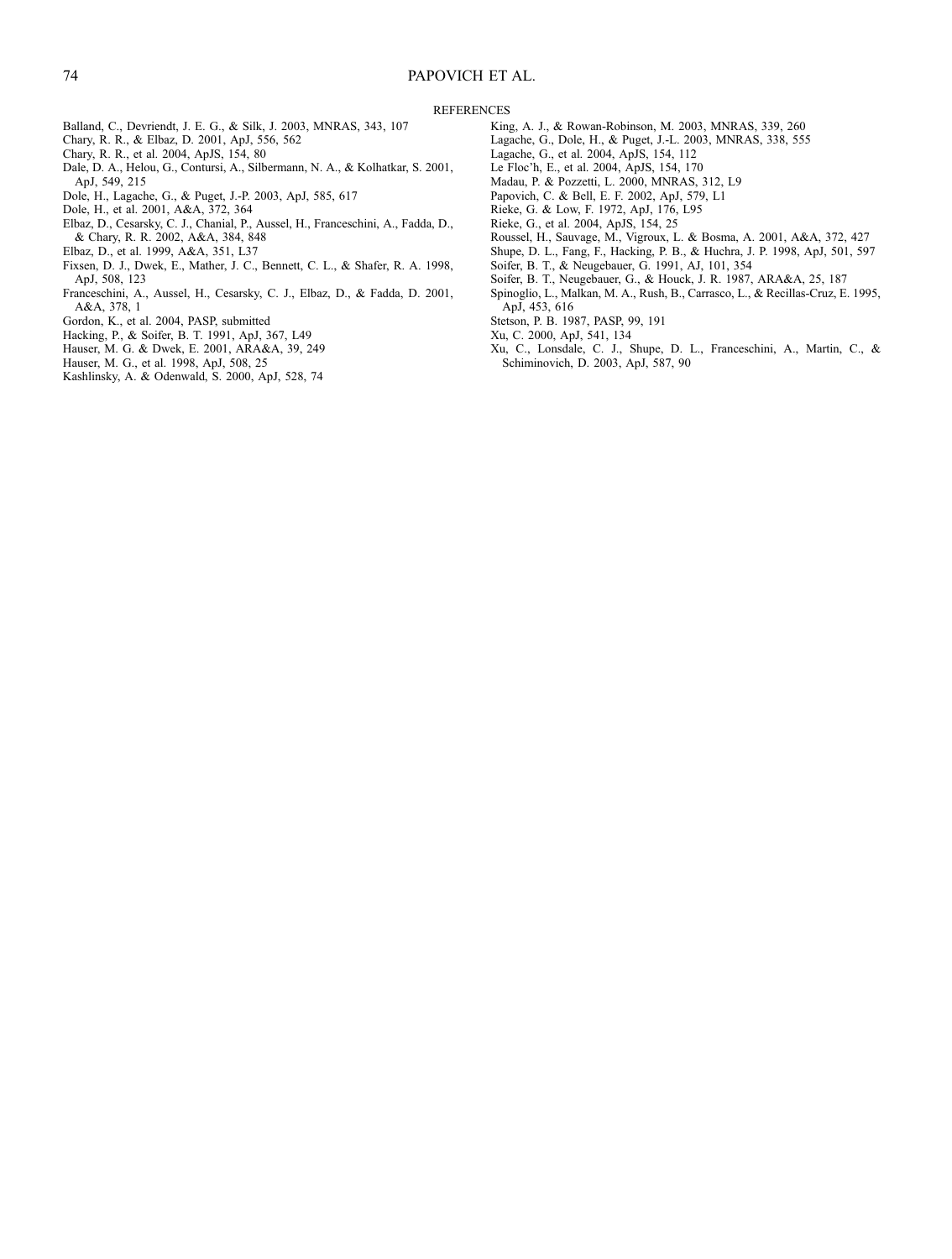## REFERENCES

Balland, C., Devriendt, J. E. G., & Silk, J. 2003, MNRAS, 343, 107
Chary, R. R., & Elbaz, D. 2001, ApJ, 556, 562
Chary, R. R., et al. 2004, ApJS, 154, 80
Dale, D. A., Helou, G., Contursi, A., Silbermann, N. A., & Kolhatkar, S. 2001, ApJ, 549, 215
Dole, H., Lagache, G., & Puget, J.-P. 2003, ApJ, 585, 617
Dole, H., et al. 2001, A&A, 372, 364
Elbaz, D., Cesarsky, C. J., Chanial, P., Aussel, H., Franceschini, A., Fadda, D., & Chary, R. R. 2002, A&A, 384, 848
Elbaz, D., et al. 1999, A&A, 351, L37
Fixsen, D. J., Dwek, E., Mather, J. C., Bennett, C. L., & Shafer, R. A. 1998, ApJ, 508, 123
Franceschini, A., Aussel, H., Cesarsky, C. J., Elbaz, D., & Fadda, D. 2001, A&A, 378, 1
Gordon, K., et al. 2004, PASP, submitted
Hacking, P., & Soifer, B. T. 1991, ApJ, 367, L49
Hauser, M. G. & Dwek, E. 2001, ARA&A, 39, 249
Hauser, M. G., et al. 1998, ApJ, 508, 25
Kashlinsky, A. & Odenwald, S. 2000, ApJ, 528, 74
King, A. J., & Rowan-Robinson, M. 2003, MNRAS, 339, 260
Lagache, G., Dole, H., & Puget, J.-L. 2003, MNRAS, 338, 555
Lagache, G., et al. 2004, ApJS, 154, 112
Le Floc'h, E., et al. 2004, ApJS, 154, 170
Madau, P. & Pozzetti, L. 2000, MNRAS, 312, L9
Papovich, C. & Bell, E. F. 2002, ApJ, 579, L1
Rieke, G. & Low, F. 1972, ApJ, 176, L95
Rieke, G., et al. 2004, ApJS, 154, 25
Roussel, H., Sauvage, M., Vigroux, L. & Bosma, A. 2001, A&A, 372, 427
Shupe, D. L., Fang, F., Hacking, P. B., & Huchra, J. P. 1998, ApJ, 501, 597
Soifer, B. T., & Neugebauer, G. 1991, AJ, 101, 354
Soifer, B. T., Neugebauer, G., & Houck, J. R. 1987, ARA&A, 25, 187
Spinoglio, L., Malkan, M. A., Rush, B., Carrasco, L., & Recillas-Cruz, E. 1995, ApJ, 453, 616
Stetson, P. B. 1987, PASP, 99, 191
Xu, C. 2000, ApJ, 541, 134
Xu, C., Lonsdale, C. J., Shupe, D. L., Franceschini, A., Martin, C., & Schiminovich, D. 2003, ApJ, 587, 90